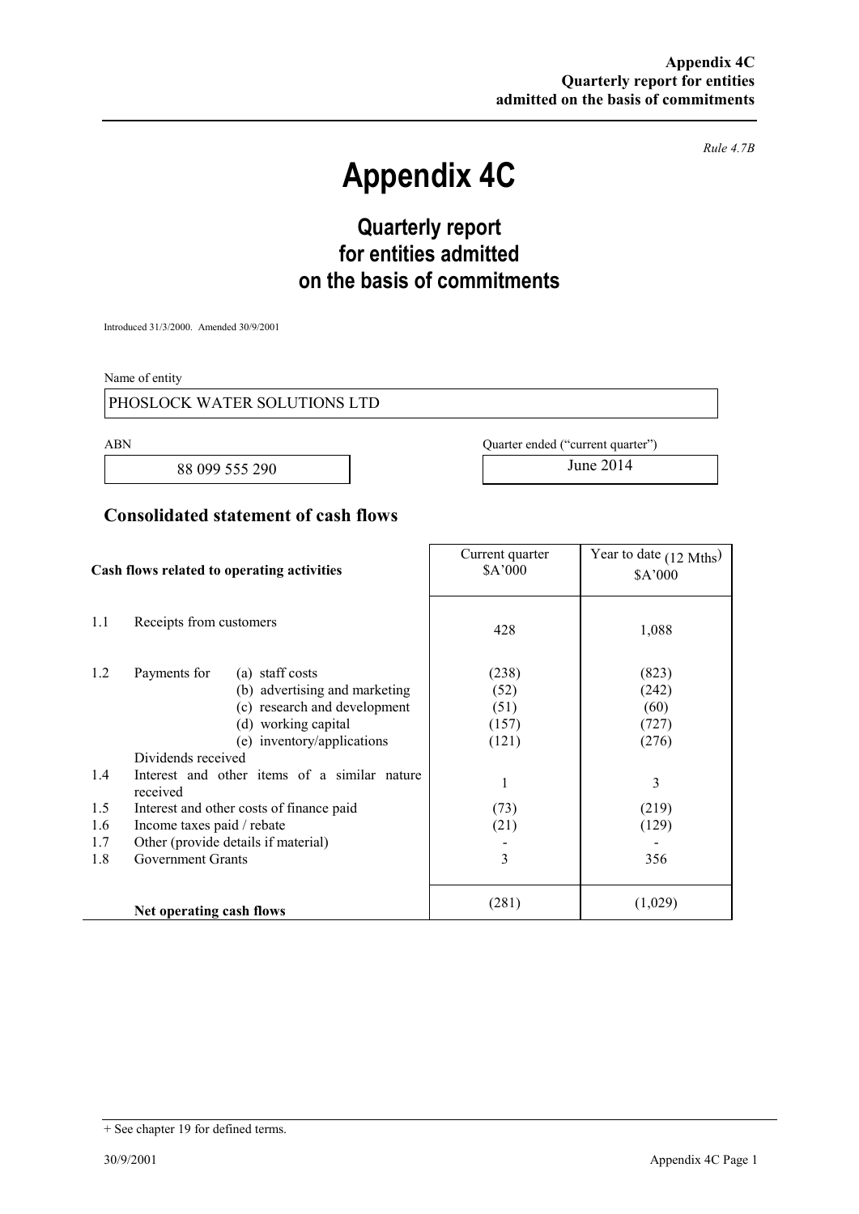**Appendix 4C**
**Quarterly report for entities admitted on the basis of commitments**

*Rule 4.7B*

# Appendix 4C

## Quarterly report for entities admitted on the basis of commitments

Introduced 31/3/2000. Amended 30/9/2001

Name of entity

PHOSLOCK WATER SOLUTIONS LTD

| ABN | Quarter ended ("current quarter") |
|---|---|
| 88 099 555 290 | June 2014 |

## Consolidated statement of cash flows

| | Cash flows related to operating activities | Current quarter $A'000 | Year to date (12 Mths) $A'000 |
|---|---|---|---|
| 1.1 | Receipts from customers | 428 | 1,088 |
| 1.2 | Payments for (a) staff costs | (238) | (823) |
| | (b) advertising and marketing | (52) | (242) |
| | (c) research and development | (51) | (60) |
| | (d) working capital | (157) | (727) |
| | (e) inventory/applications | (121) | (276) |
| | Dividends received | | |
| 1.4 | Interest and other items of a similar nature received | 1 | 3 |
| 1.5 | Interest and other costs of finance paid | (73) | (219) |
| 1.6 | Income taxes paid / rebate | (21) | (129) |
| 1.7 | Other (provide details if material) | - | - |
| 1.8 | Government Grants | 3 | 356 |
| | **Net operating cash flows** | (281) | (1,029) |

+ See chapter 19 for defined terms.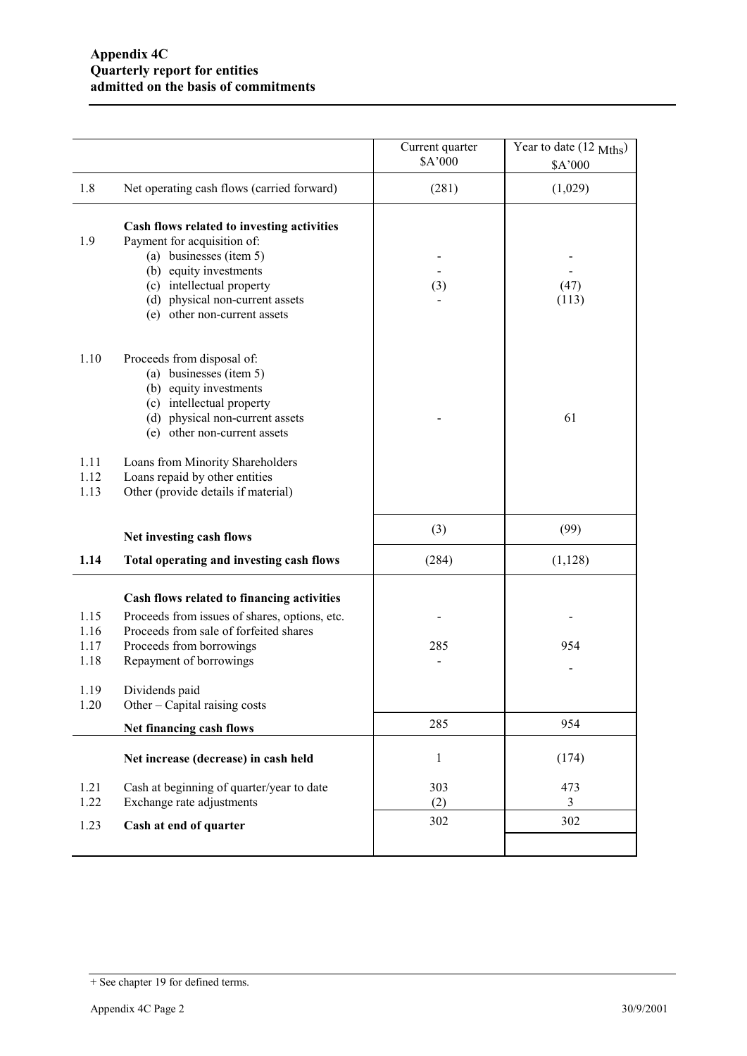**Appendix 4C**
**Quarterly report for entities admitted on the basis of commitments**

| | | Current quarter $A'000 | Year to date (12 Mths) $A'000 |
|---|---|---|---|
| 1.8 | Net operating cash flows (carried forward) | (281) | (1,029) |
| | **Cash flows related to investing activities** | | |
| 1.9 | Payment for acquisition of: | | |
| | (a) businesses (item 5) | - | - |
| | (b) equity investments | - | - |
| | (c) intellectual property | (3) | (47) |
| | (d) physical non-current assets | - | (113) |
| | (e) other non-current assets | | |
| 1.10 | Proceeds from disposal of: | | |
| | (a) businesses (item 5) | | |
| | (b) equity investments | | |
| | (c) intellectual property | | |
| | (d) physical non-current assets | - | 61 |
| | (e) other non-current assets | | |
| 1.11 | Loans from Minority Shareholders | | |
| 1.12 | Loans repaid by other entities | | |
| 1.13 | Other (provide details if material) | | |
| | **Net investing cash flows** | (3) | (99) |
| **1.14** | **Total operating and investing cash flows** | (284) | (1,128) |
| | **Cash flows related to financing activities** | | |
| 1.15 | Proceeds from issues of shares, options, etc. | - | - |
| 1.16 | Proceeds from sale of forfeited shares | | |
| 1.17 | Proceeds from borrowings | 285 | 954 |
| 1.18 | Repayment of borrowings | - | - |
| 1.19 | Dividends paid | | |
| 1.20 | Other – Capital raising costs | | |
| | **Net financing cash flows** | 285 | 954 |
| | **Net increase (decrease) in cash held** | 1 | (174) |
| 1.21 | Cash at beginning of quarter/year to date | 303 | 473 |
| 1.22 | Exchange rate adjustments | (2) | 3 |
| 1.23 | **Cash at end of quarter** | 302 | 302 |

+ See chapter 19 for defined terms.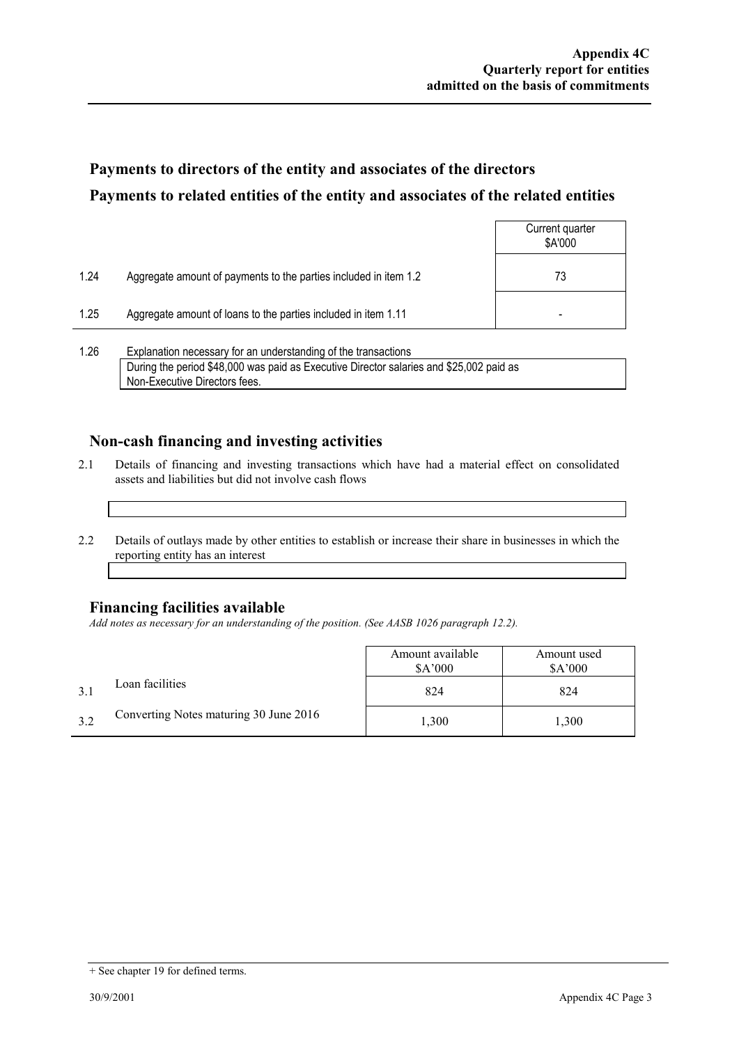## Payments to directors of the entity and associates of the directors

## Payments to related entities of the entity and associates of the related entities

| | | Current quarter $A'000 |
|---|---|---|
| 1.24 | Aggregate amount of payments to the parties included in item 1.2 | 73 |
| 1.25 | Aggregate amount of loans to the parties included in item 1.11 | - |

1.26 Explanation necessary for an understanding of the transactions

During the period $48,000 was paid as Executive Director salaries and $25,002 paid as Non-Executive Directors fees.

## Non-cash financing and investing activities

2.1 Details of financing and investing transactions which have had a material effect on consolidated assets and liabilities but did not involve cash flows

2.2 Details of outlays made by other entities to establish or increase their share in businesses in which the reporting entity has an interest

## Financing facilities available

*Add notes as necessary for an understanding of the position. (See AASB 1026 paragraph 12.2).*

| | | Amount available $A'000 | Amount used $A'000 |
|---|---|---|---|
| 3.1 | Loan facilities | 824 | 824 |
| 3.2 | Converting Notes maturing 30 June 2016 | 1,300 | 1,300 |

+ See chapter 19 for defined terms.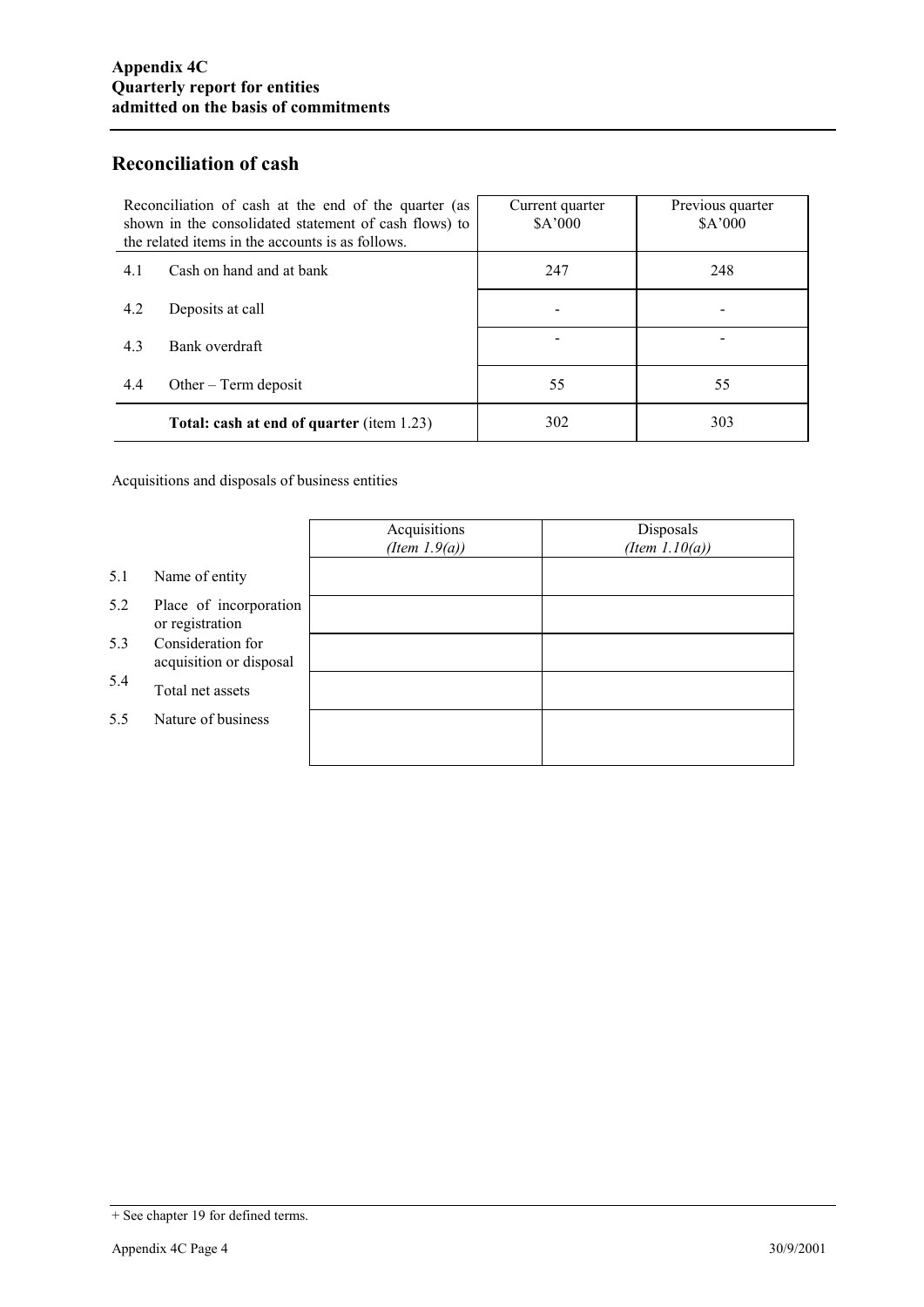## Reconciliation of cash

| Reconciliation of cash at the end of the quarter (as shown in the consolidated statement of cash flows) to the related items in the accounts is as follows. | | Current quarter $A'000 | Previous quarter $A'000 |
|---|---|---|---|
| 4.1 | Cash on hand and at bank | 247 | 248 |
| 4.2 | Deposits at call | - | - |
| 4.3 | Bank overdraft | - | - |
| 4.4 | Other – Term deposit | 55 | 55 |
| | **Total: cash at end of quarter** (item 1.23) | 302 | 303 |

Acquisitions and disposals of business entities

| | | Acquisitions *(Item 1.9(a))* | Disposals *(Item 1.10(a))* |
|---|---|---|---|
| 5.1 | Name of entity | | |
| 5.2 | Place of incorporation or registration | | |
| 5.3 | Consideration for acquisition or disposal | | |
| 5.4 | Total net assets | | |
| 5.5 | Nature of business | | |

+ See chapter 19 for defined terms.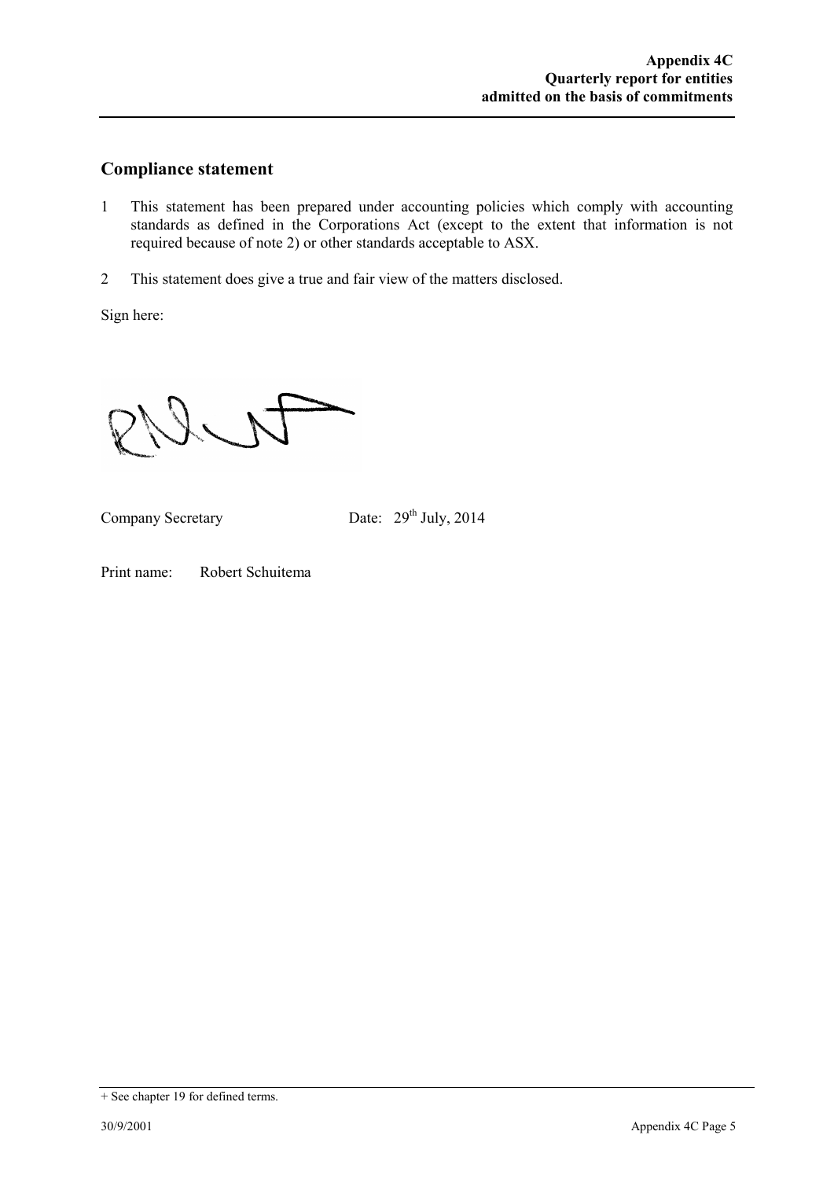## Compliance statement

1. This statement has been prepared under accounting policies which comply with accounting standards as defined in the Corporations Act (except to the extent that information is not required because of note 2) or other standards acceptable to ASX.

2. This statement does give a true and fair view of the matters disclosed.

Sign here:

Company Secretary                Date: 29th July, 2014

Print name: Robert Schuitema

+ See chapter 19 for defined terms.